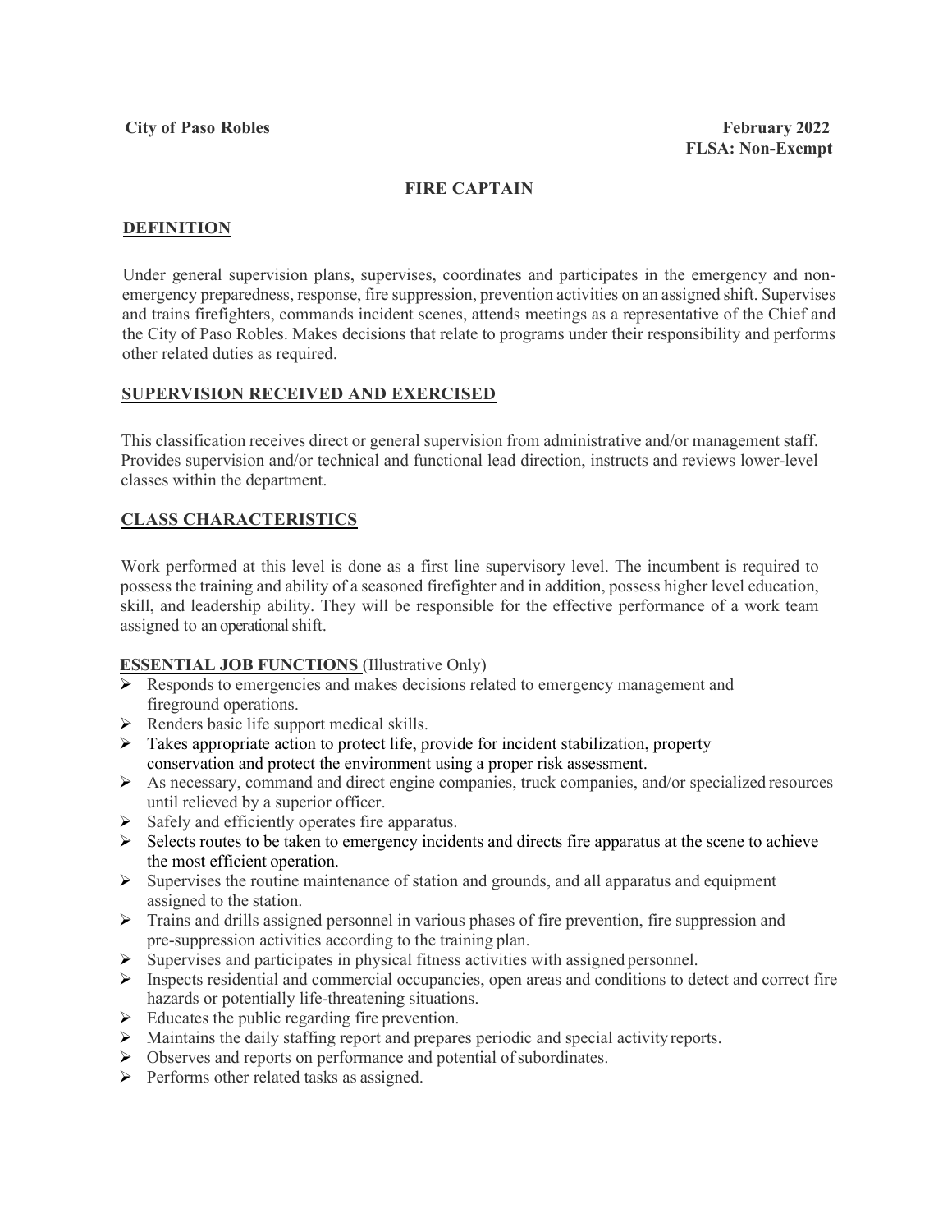**City of Paso Robles** **February 2022**

**FLSA: Non-Exempt**

# FIRE CAPTAIN

## DEFINITION

Under general supervision plans, supervises, coordinates and participates in the emergency and non-emergency preparedness, response, fire suppression, prevention activities on an assigned shift. Supervises and trains firefighters, commands incident scenes, attends meetings as a representative of the Chief and the City of Paso Robles. Makes decisions that relate to programs under their responsibility and performs other related duties as required.

## SUPERVISION RECEIVED AND EXERCISED

This classification receives direct or general supervision from administrative and/or management staff. Provides supervision and/or technical and functional lead direction, instructs and reviews lower-level classes within the department.

## CLASS CHARACTERISTICS

Work performed at this level is done as a first line supervisory level. The incumbent is required to possess the training and ability of a seasoned firefighter and in addition, possess higher level education, skill, and leadership ability. They will be responsible for the effective performance of a work team assigned to an operational shift.

## ESSENTIAL JOB FUNCTIONS (Illustrative Only)

- Responds to emergencies and makes decisions related to emergency management and fireground operations.
- Renders basic life support medical skills.
- Takes appropriate action to protect life, provide for incident stabilization, property conservation and protect the environment using a proper risk assessment.
- As necessary, command and direct engine companies, truck companies, and/or specialized resources until relieved by a superior officer.
- Safely and efficiently operates fire apparatus.
- Selects routes to be taken to emergency incidents and directs fire apparatus at the scene to achieve the most efficient operation.
- Supervises the routine maintenance of station and grounds, and all apparatus and equipment assigned to the station.
- Trains and drills assigned personnel in various phases of fire prevention, fire suppression and pre-suppression activities according to the training plan.
- Supervises and participates in physical fitness activities with assigned personnel.
- Inspects residential and commercial occupancies, open areas and conditions to detect and correct fire hazards or potentially life-threatening situations.
- Educates the public regarding fire prevention.
- Maintains the daily staffing report and prepares periodic and special activity reports.
- Observes and reports on performance and potential of subordinates.
- Performs other related tasks as assigned.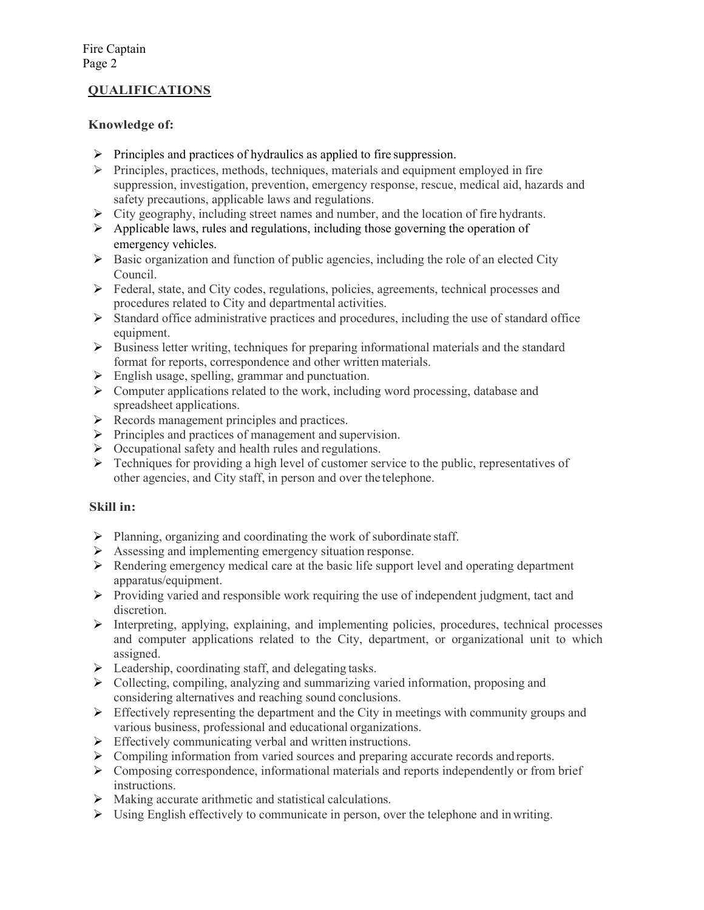## QUALIFICATIONS

### Knowledge of:

- Principles and practices of hydraulics as applied to fire suppression.
- Principles, practices, methods, techniques, materials and equipment employed in fire suppression, investigation, prevention, emergency response, rescue, medical aid, hazards and safety precautions, applicable laws and regulations.
- City geography, including street names and number, and the location of fire hydrants.
- Applicable laws, rules and regulations, including those governing the operation of emergency vehicles.
- Basic organization and function of public agencies, including the role of an elected City Council.
- Federal, state, and City codes, regulations, policies, agreements, technical processes and procedures related to City and departmental activities.
- Standard office administrative practices and procedures, including the use of standard office equipment.
- Business letter writing, techniques for preparing informational materials and the standard format for reports, correspondence and other written materials.
- English usage, spelling, grammar and punctuation.
- Computer applications related to the work, including word processing, database and spreadsheet applications.
- Records management principles and practices.
- Principles and practices of management and supervision.
- Occupational safety and health rules and regulations.
- Techniques for providing a high level of customer service to the public, representatives of other agencies, and City staff, in person and over the telephone.

### Skill in:

- Planning, organizing and coordinating the work of subordinate staff.
- Assessing and implementing emergency situation response.
- Rendering emergency medical care at the basic life support level and operating department apparatus/equipment.
- Providing varied and responsible work requiring the use of independent judgment, tact and discretion.
- Interpreting, applying, explaining, and implementing policies, procedures, technical processes and computer applications related to the City, department, or organizational unit to which assigned.
- Leadership, coordinating staff, and delegating tasks.
- Collecting, compiling, analyzing and summarizing varied information, proposing and considering alternatives and reaching sound conclusions.
- Effectively representing the department and the City in meetings with community groups and various business, professional and educational organizations.
- Effectively communicating verbal and written instructions.
- Compiling information from varied sources and preparing accurate records and reports.
- Composing correspondence, informational materials and reports independently or from brief instructions.
- Making accurate arithmetic and statistical calculations.
- Using English effectively to communicate in person, over the telephone and in writing.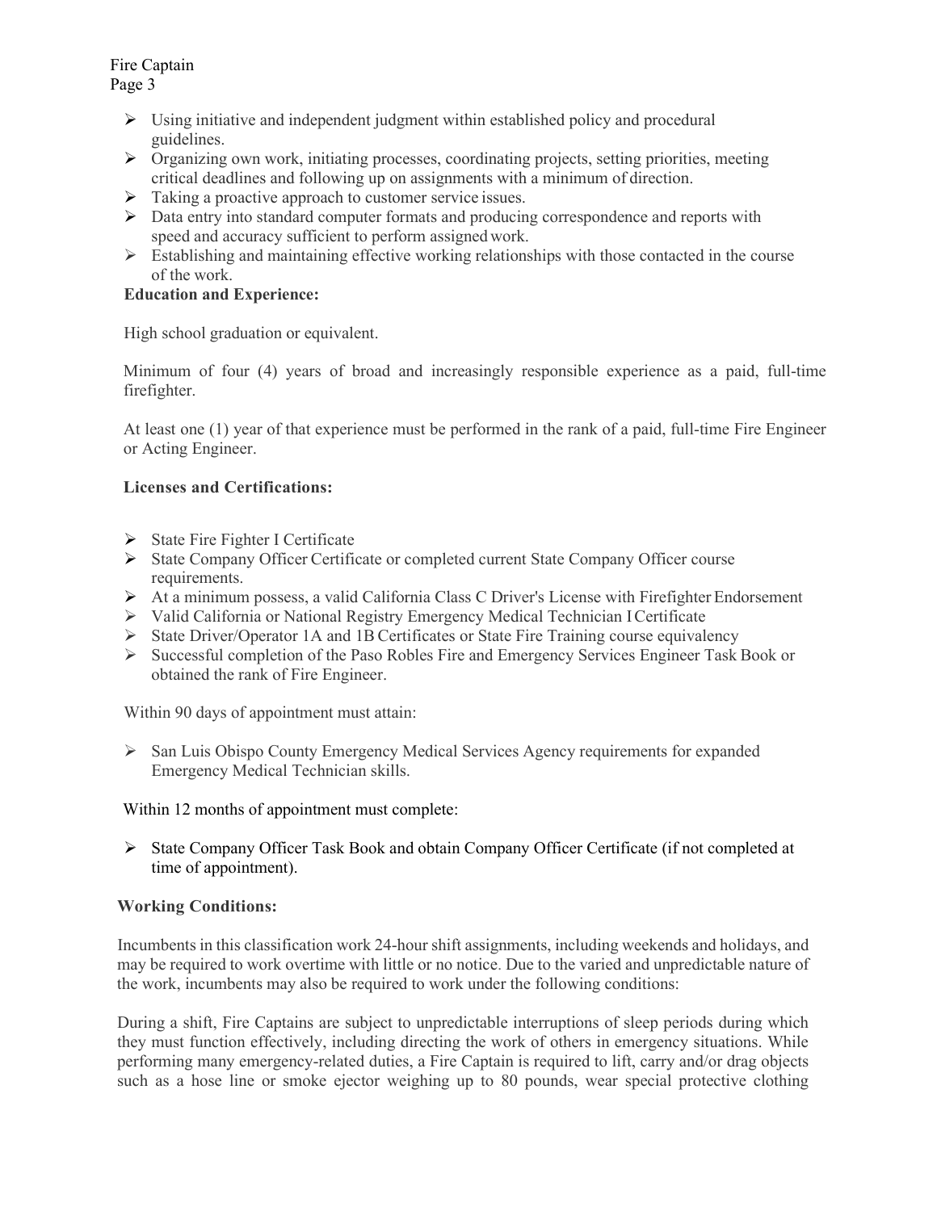- Using initiative and independent judgment within established policy and procedural guidelines.
- Organizing own work, initiating processes, coordinating projects, setting priorities, meeting critical deadlines and following up on assignments with a minimum of direction.
- Taking a proactive approach to customer service issues.
- Data entry into standard computer formats and producing correspondence and reports with speed and accuracy sufficient to perform assigned work.
- Establishing and maintaining effective working relationships with those contacted in the course of the work.

**Education and Experience:**

High school graduation or equivalent.

Minimum of four (4) years of broad and increasingly responsible experience as a paid, full-time firefighter.

At least one (1) year of that experience must be performed in the rank of a paid, full-time Fire Engineer or Acting Engineer.

**Licenses and Certifications:**

- State Fire Fighter I Certificate
- State Company Officer Certificate or completed current State Company Officer course requirements.
- At a minimum possess, a valid California Class C Driver's License with Firefighter Endorsement
- Valid California or National Registry Emergency Medical Technician I Certificate
- State Driver/Operator 1A and 1B Certificates or State Fire Training course equivalency
- Successful completion of the Paso Robles Fire and Emergency Services Engineer Task Book or obtained the rank of Fire Engineer.

Within 90 days of appointment must attain:

- San Luis Obispo County Emergency Medical Services Agency requirements for expanded Emergency Medical Technician skills.

Within 12 months of appointment must complete:

- State Company Officer Task Book and obtain Company Officer Certificate (if not completed at time of appointment).

**Working Conditions:**

Incumbents in this classification work 24-hour shift assignments, including weekends and holidays, and may be required to work overtime with little or no notice. Due to the varied and unpredictable nature of the work, incumbents may also be required to work under the following conditions:

During a shift, Fire Captains are subject to unpredictable interruptions of sleep periods during which they must function effectively, including directing the work of others in emergency situations. While performing many emergency-related duties, a Fire Captain is required to lift, carry and/or drag objects such as a hose line or smoke ejector weighing up to 80 pounds, wear special protective clothing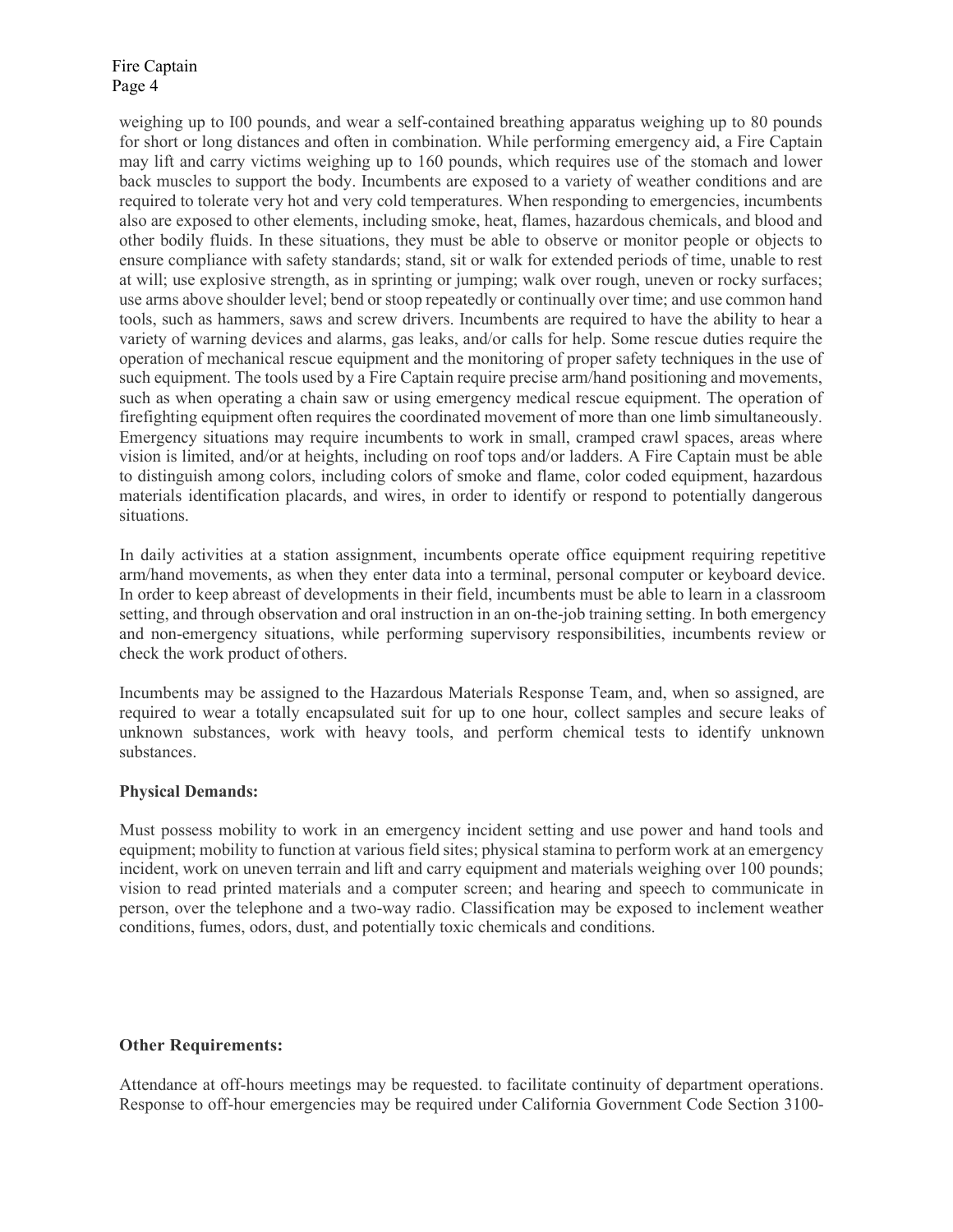weighing up to I00 pounds, and wear a self-contained breathing apparatus weighing up to 80 pounds for short or long distances and often in combination. While performing emergency aid, a Fire Captain may lift and carry victims weighing up to 160 pounds, which requires use of the stomach and lower back muscles to support the body. Incumbents are exposed to a variety of weather conditions and are required to tolerate very hot and very cold temperatures. When responding to emergencies, incumbents also are exposed to other elements, including smoke, heat, flames, hazardous chemicals, and blood and other bodily fluids. In these situations, they must be able to observe or monitor people or objects to ensure compliance with safety standards; stand, sit or walk for extended periods of time, unable to rest at will; use explosive strength, as in sprinting or jumping; walk over rough, uneven or rocky surfaces; use arms above shoulder level; bend or stoop repeatedly or continually over time; and use common hand tools, such as hammers, saws and screw drivers. Incumbents are required to have the ability to hear a variety of warning devices and alarms, gas leaks, and/or calls for help. Some rescue duties require the operation of mechanical rescue equipment and the monitoring of proper safety techniques in the use of such equipment. The tools used by a Fire Captain require precise arm/hand positioning and movements, such as when operating a chain saw or using emergency medical rescue equipment. The operation of firefighting equipment often requires the coordinated movement of more than one limb simultaneously. Emergency situations may require incumbents to work in small, cramped crawl spaces, areas where vision is limited, and/or at heights, including on roof tops and/or ladders. A Fire Captain must be able to distinguish among colors, including colors of smoke and flame, color coded equipment, hazardous materials identification placards, and wires, in order to identify or respond to potentially dangerous situations.

In daily activities at a station assignment, incumbents operate office equipment requiring repetitive arm/hand movements, as when they enter data into a terminal, personal computer or keyboard device. In order to keep abreast of developments in their field, incumbents must be able to learn in a classroom setting, and through observation and oral instruction in an on-the-job training setting. In both emergency and non-emergency situations, while performing supervisory responsibilities, incumbents review or check the work product of others.

Incumbents may be assigned to the Hazardous Materials Response Team, and, when so assigned, are required to wear a totally encapsulated suit for up to one hour, collect samples and secure leaks of unknown substances, work with heavy tools, and perform chemical tests to identify unknown substances.

**Physical Demands:**

Must possess mobility to work in an emergency incident setting and use power and hand tools and equipment; mobility to function at various field sites; physical stamina to perform work at an emergency incident, work on uneven terrain and lift and carry equipment and materials weighing over 100 pounds; vision to read printed materials and a computer screen; and hearing and speech to communicate in person, over the telephone and a two-way radio. Classification may be exposed to inclement weather conditions, fumes, odors, dust, and potentially toxic chemicals and conditions.

**Other Requirements:**

Attendance at off-hours meetings may be requested. to facilitate continuity of department operations. Response to off-hour emergencies may be required under California Government Code Section 3100-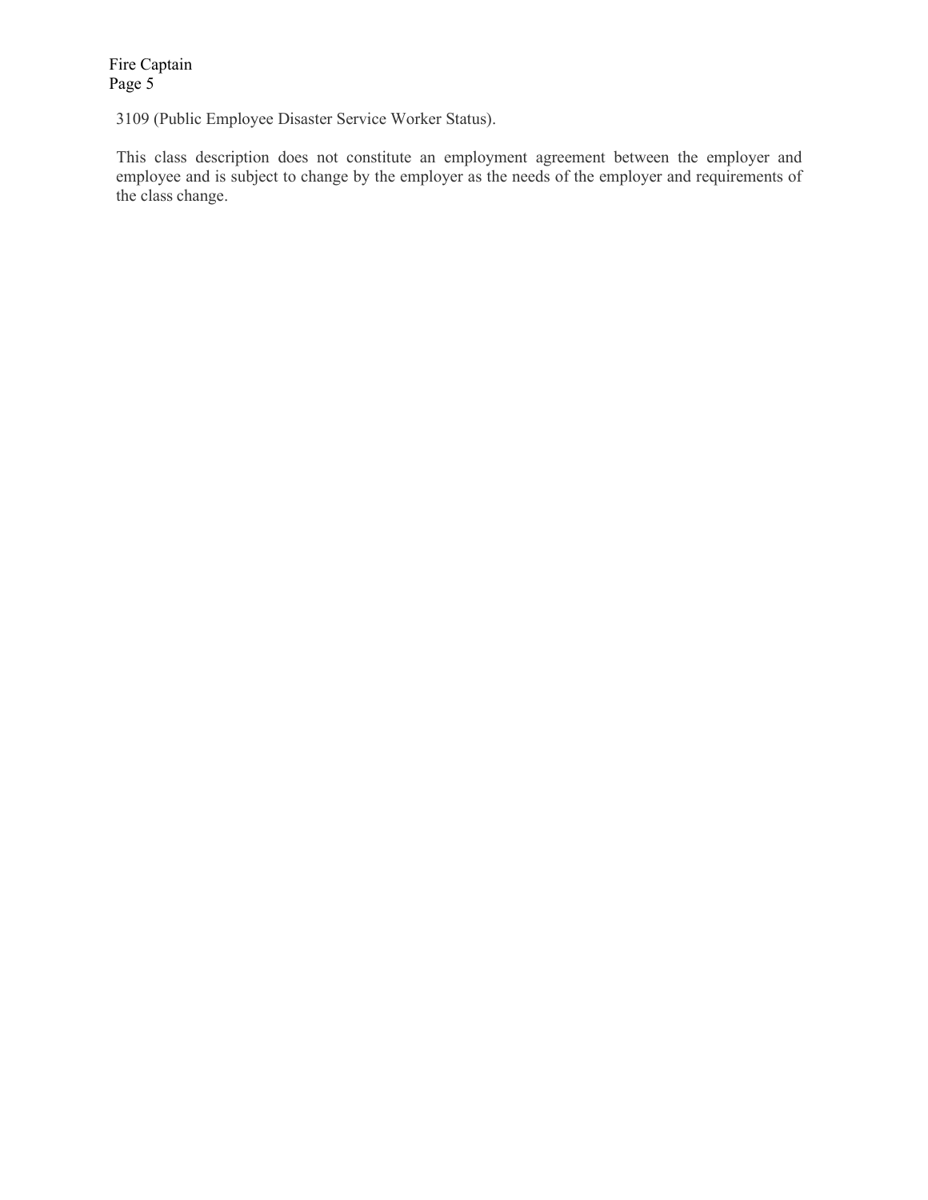3109 (Public Employee Disaster Service Worker Status).

This class description does not constitute an employment agreement between the employer and employee and is subject to change by the employer as the needs of the employer and requirements of the class change.